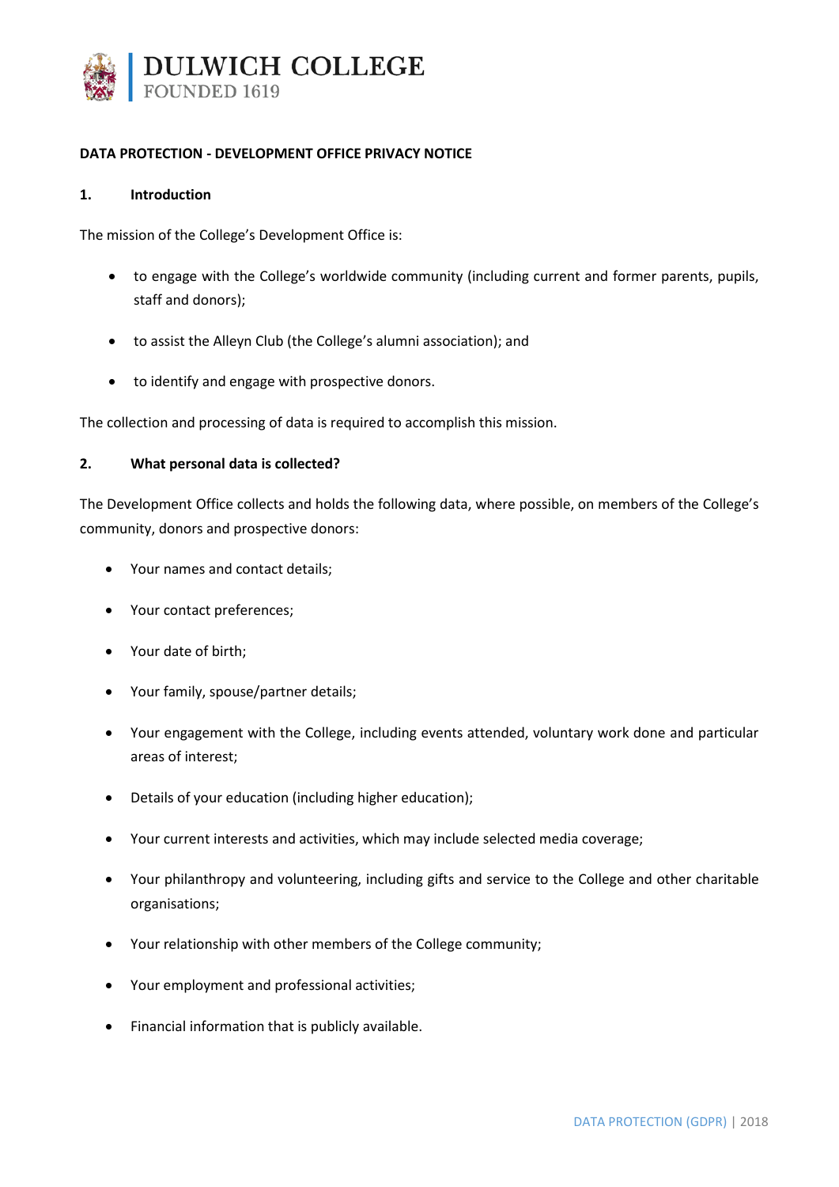# DULWICH COLLEGE

FOUNDED 1619

## DATA PROTECTION - DEVELOPMENT OFFICE PRIVACY NOTICE

### 1. Introduction

The mission of the College's Development Office is:

- to engage with the College's worldwide community (including current and former parents, pupils, staff and donors);
- to assist the Alleyn Club (the College's alumni association); and
- to identify and engage with prospective donors.

The collection and processing of data is required to accomplish this mission.

### 2. What personal data is collected?

The Development Office collects and holds the following data, where possible, on members of the College's community, donors and prospective donors:

- Your names and contact details;
- Your contact preferences;
- Your date of birth;
- Your family, spouse/partner details;
- Your engagement with the College, including events attended, voluntary work done and particular areas of interest;
- Details of your education (including higher education);
- Your current interests and activities, which may include selected media coverage;
- Your philanthropy and volunteering, including gifts and service to the College and other charitable organisations;
- Your relationship with other members of the College community;
- Your employment and professional activities;
- Financial information that is publicly available.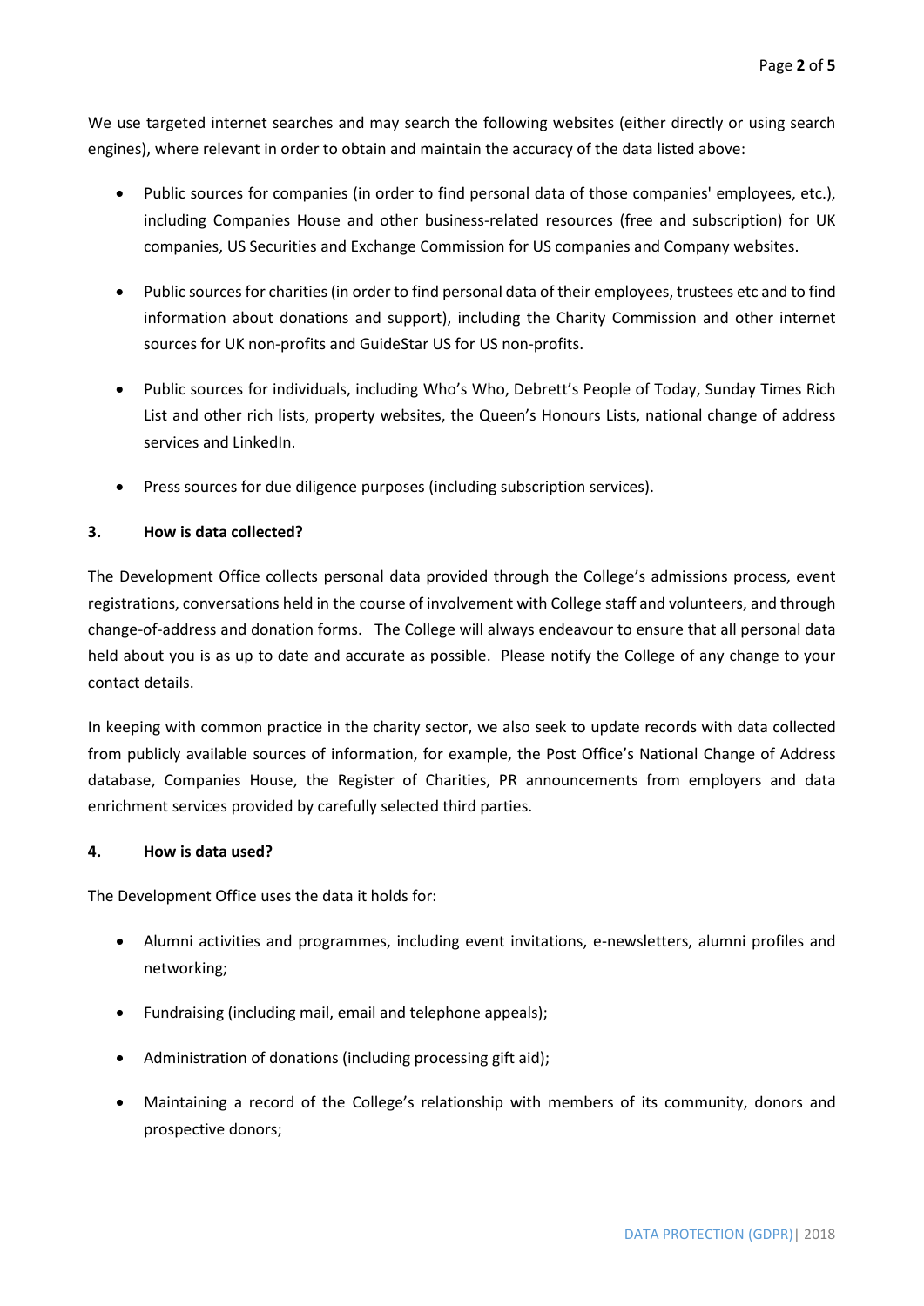We use targeted internet searches and may search the following websites (either directly or using search engines), where relevant in order to obtain and maintain the accuracy of the data listed above:

- Public sources for companies (in order to find personal data of those companies' employees, etc.), including Companies House and other business-related resources (free and subscription) for UK companies, US Securities and Exchange Commission for US companies and Company websites.
- Public sources for charities (in order to find personal data of their employees, trustees etc and to find information about donations and support), including the Charity Commission and other internet sources for UK non-profits and GuideStar US for US non-profits.
- Public sources for individuals, including Who's Who, Debrett's People of Today, Sunday Times Rich List and other rich lists, property websites, the Queen's Honours Lists, national change of address services and LinkedIn.
- Press sources for due diligence purposes (including subscription services).

## 3. How is data collected?

The Development Office collects personal data provided through the College's admissions process, event registrations, conversations held in the course of involvement with College staff and volunteers, and through change-of-address and donation forms. The College will always endeavour to ensure that all personal data held about you is as up to date and accurate as possible. Please notify the College of any change to your contact details.

In keeping with common practice in the charity sector, we also seek to update records with data collected from publicly available sources of information, for example, the Post Office's National Change of Address database, Companies House, the Register of Charities, PR announcements from employers and data enrichment services provided by carefully selected third parties.

## 4. How is data used?

The Development Office uses the data it holds for:

- Alumni activities and programmes, including event invitations, e-newsletters, alumni profiles and networking;
- Fundraising (including mail, email and telephone appeals);
- Administration of donations (including processing gift aid);
- Maintaining a record of the College's relationship with members of its community, donors and prospective donors;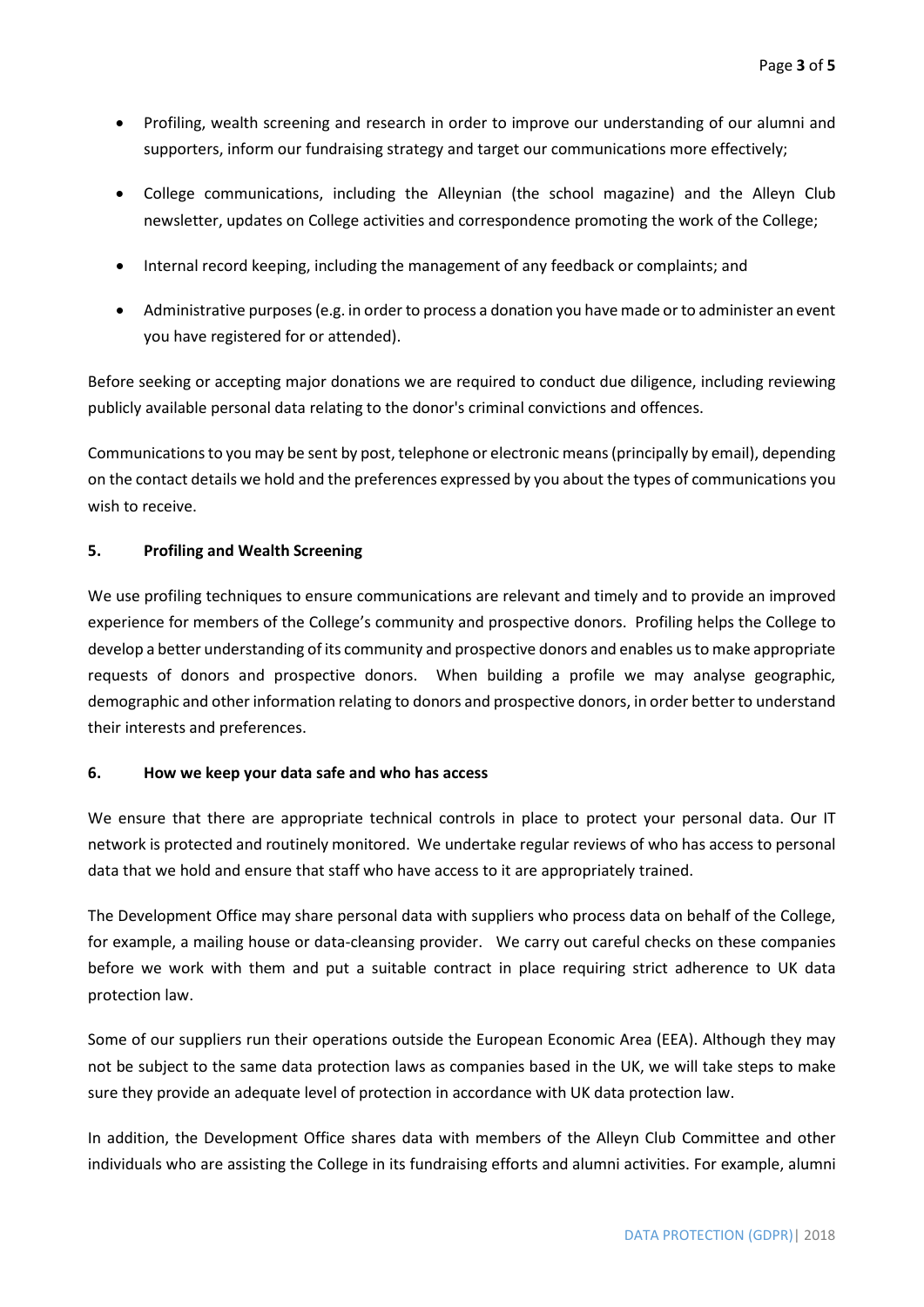- Profiling, wealth screening and research in order to improve our understanding of our alumni and supporters, inform our fundraising strategy and target our communications more effectively;
- College communications, including the Alleynian (the school magazine) and the Alleyn Club newsletter, updates on College activities and correspondence promoting the work of the College;
- Internal record keeping, including the management of any feedback or complaints; and
- Administrative purposes (e.g. in order to process a donation you have made or to administer an event you have registered for or attended).

Before seeking or accepting major donations we are required to conduct due diligence, including reviewing publicly available personal data relating to the donor's criminal convictions and offences.

Communications to you may be sent by post, telephone or electronic means (principally by email), depending on the contact details we hold and the preferences expressed by you about the types of communications you wish to receive.

## 5. Profiling and Wealth Screening

We use profiling techniques to ensure communications are relevant and timely and to provide an improved experience for members of the College's community and prospective donors. Profiling helps the College to develop a better understanding of its community and prospective donors and enables us to make appropriate requests of donors and prospective donors. When building a profile we may analyse geographic, demographic and other information relating to donors and prospective donors, in order better to understand their interests and preferences.

## 6. How we keep your data safe and who has access

We ensure that there are appropriate technical controls in place to protect your personal data. Our IT network is protected and routinely monitored. We undertake regular reviews of who has access to personal data that we hold and ensure that staff who have access to it are appropriately trained.

The Development Office may share personal data with suppliers who process data on behalf of the College, for example, a mailing house or data-cleansing provider. We carry out careful checks on these companies before we work with them and put a suitable contract in place requiring strict adherence to UK data protection law.

Some of our suppliers run their operations outside the European Economic Area (EEA). Although they may not be subject to the same data protection laws as companies based in the UK, we will take steps to make sure they provide an adequate level of protection in accordance with UK data protection law.

In addition, the Development Office shares data with members of the Alleyn Club Committee and other individuals who are assisting the College in its fundraising efforts and alumni activities. For example, alumni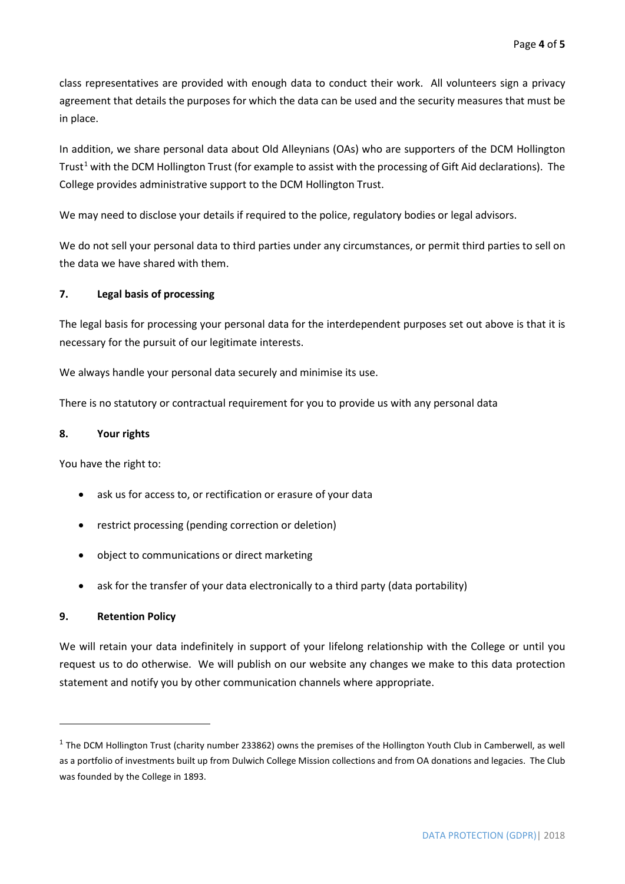class representatives are provided with enough data to conduct their work. All volunteers sign a privacy agreement that details the purposes for which the data can be used and the security measures that must be in place.

In addition, we share personal data about Old Alleynians (OAs) who are supporters of the DCM Hollington Trust[1] with the DCM Hollington Trust (for example to assist with the processing of Gift Aid declarations). The College provides administrative support to the DCM Hollington Trust.

We may need to disclose your details if required to the police, regulatory bodies or legal advisors.

We do not sell your personal data to third parties under any circumstances, or permit third parties to sell on the data we have shared with them.

## 7. Legal basis of processing

The legal basis for processing your personal data for the interdependent purposes set out above is that it is necessary for the pursuit of our legitimate interests.

We always handle your personal data securely and minimise its use.

There is no statutory or contractual requirement for you to provide us with any personal data

## 8. Your rights

You have the right to:

- ask us for access to, or rectification or erasure of your data
- restrict processing (pending correction or deletion)
- object to communications or direct marketing
- ask for the transfer of your data electronically to a third party (data portability)

## 9. Retention Policy

We will retain your data indefinitely in support of your lifelong relationship with the College or until you request us to do otherwise. We will publish on our website any changes we make to this data protection statement and notify you by other communication channels where appropriate.

---

[1] The DCM Hollington Trust (charity number 233862) owns the premises of the Hollington Youth Club in Camberwell, as well as a portfolio of investments built up from Dulwich College Mission collections and from OA donations and legacies. The Club was founded by the College in 1893.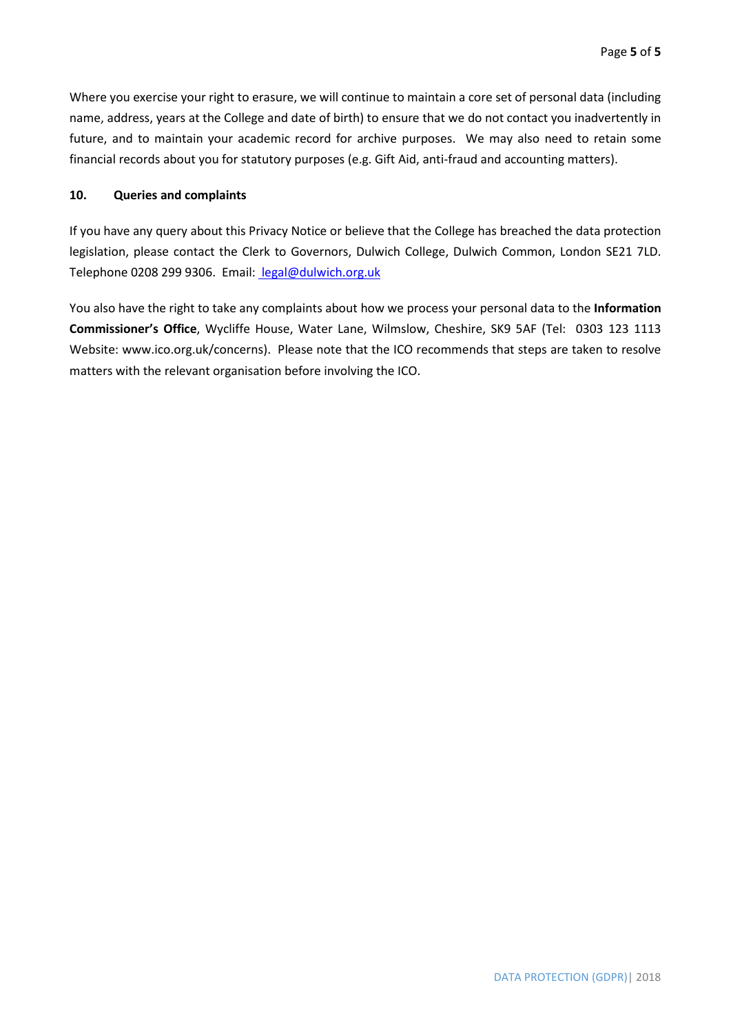Where you exercise your right to erasure, we will continue to maintain a core set of personal data (including name, address, years at the College and date of birth) to ensure that we do not contact you inadvertently in future, and to maintain your academic record for archive purposes. We may also need to retain some financial records about you for statutory purposes (e.g. Gift Aid, anti-fraud and accounting matters).

**10. Queries and complaints**

If you have any query about this Privacy Notice or believe that the College has breached the data protection legislation, please contact the Clerk to Governors, Dulwich College, Dulwich Common, London SE21 7LD. Telephone 0208 299 9306. Email: legal@dulwich.org.uk

You also have the right to take any complaints about how we process your personal data to the **Information Commissioner's Office**, Wycliffe House, Water Lane, Wilmslow, Cheshire, SK9 5AF (Tel: 0303 123 1113 Website: www.ico.org.uk/concerns). Please note that the ICO recommends that steps are taken to resolve matters with the relevant organisation before involving the ICO.